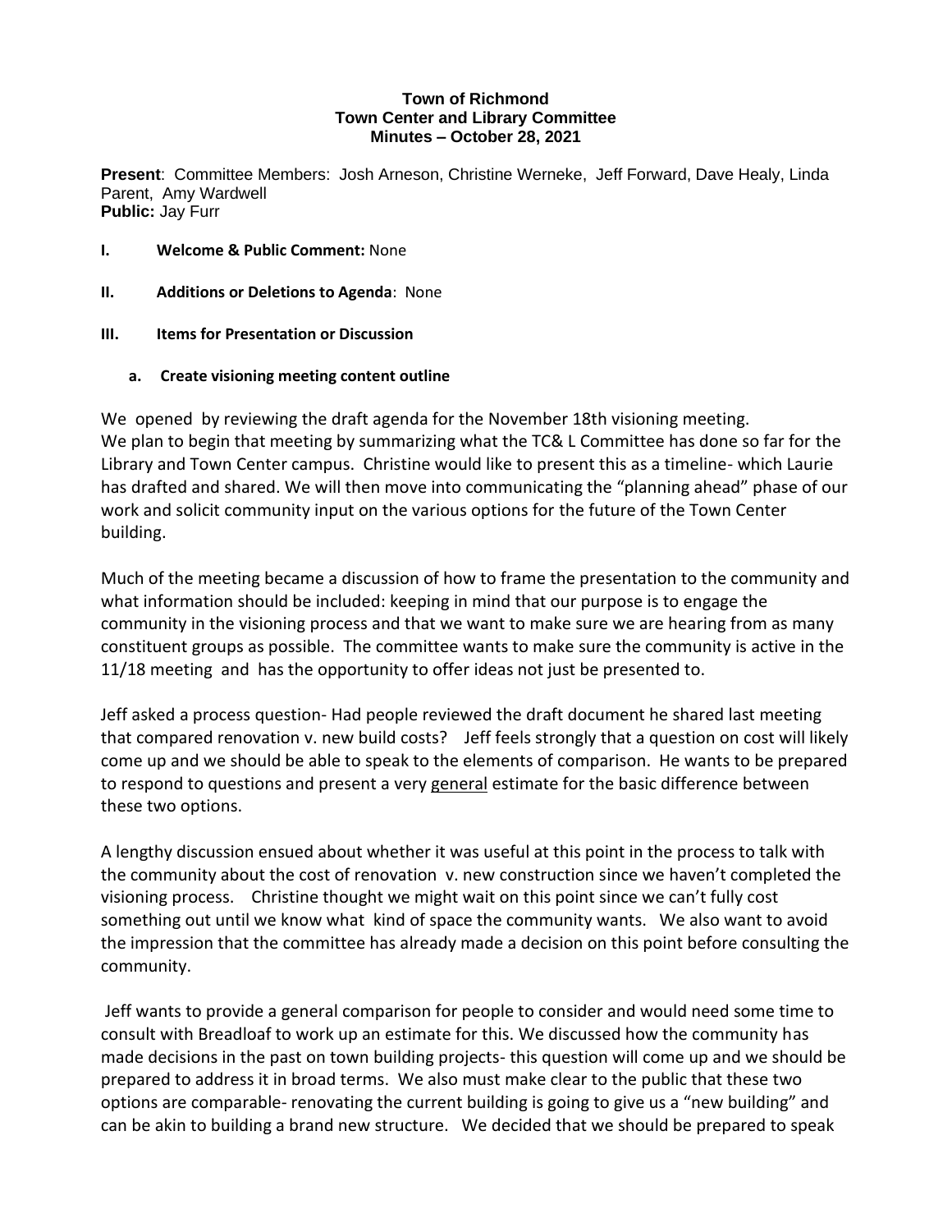**Town of Richmond**
**Town Center and Library Committee**
**Minutes – October 28, 2021**

**Present**: Committee Members: Josh Arneson, Christine Werneke, Jeff Forward, Dave Healy, Linda Parent, Amy Wardwell
**Public:** Jay Furr

**I. Welcome & Public Comment:** None

**II. Additions or Deletions to Agenda**: None

**III. Items for Presentation or Discussion**

**a. Create visioning meeting content outline**

We opened by reviewing the draft agenda for the November 18th visioning meeting. We plan to begin that meeting by summarizing what the TC& L Committee has done so far for the Library and Town Center campus. Christine would like to present this as a timeline- which Laurie has drafted and shared. We will then move into communicating the "planning ahead" phase of our work and solicit community input on the various options for the future of the Town Center building.

Much of the meeting became a discussion of how to frame the presentation to the community and what information should be included: keeping in mind that our purpose is to engage the community in the visioning process and that we want to make sure we are hearing from as many constituent groups as possible. The committee wants to make sure the community is active in the 11/18 meeting and has the opportunity to offer ideas not just be presented to.

Jeff asked a process question- Had people reviewed the draft document he shared last meeting that compared renovation v. new build costs? Jeff feels strongly that a question on cost will likely come up and we should be able to speak to the elements of comparison. He wants to be prepared to respond to questions and present a very <u>general</u> estimate for the basic difference between these two options.

A lengthy discussion ensued about whether it was useful at this point in the process to talk with the community about the cost of renovation v. new construction since we haven't completed the visioning process. Christine thought we might wait on this point since we can't fully cost something out until we know what kind of space the community wants. We also want to avoid the impression that the committee has already made a decision on this point before consulting the community.

Jeff wants to provide a general comparison for people to consider and would need some time to consult with Breadloaf to work up an estimate for this. We discussed how the community has made decisions in the past on town building projects- this question will come up and we should be prepared to address it in broad terms. We also must make clear to the public that these two options are comparable- renovating the current building is going to give us a "new building" and can be akin to building a brand new structure. We decided that we should be prepared to speak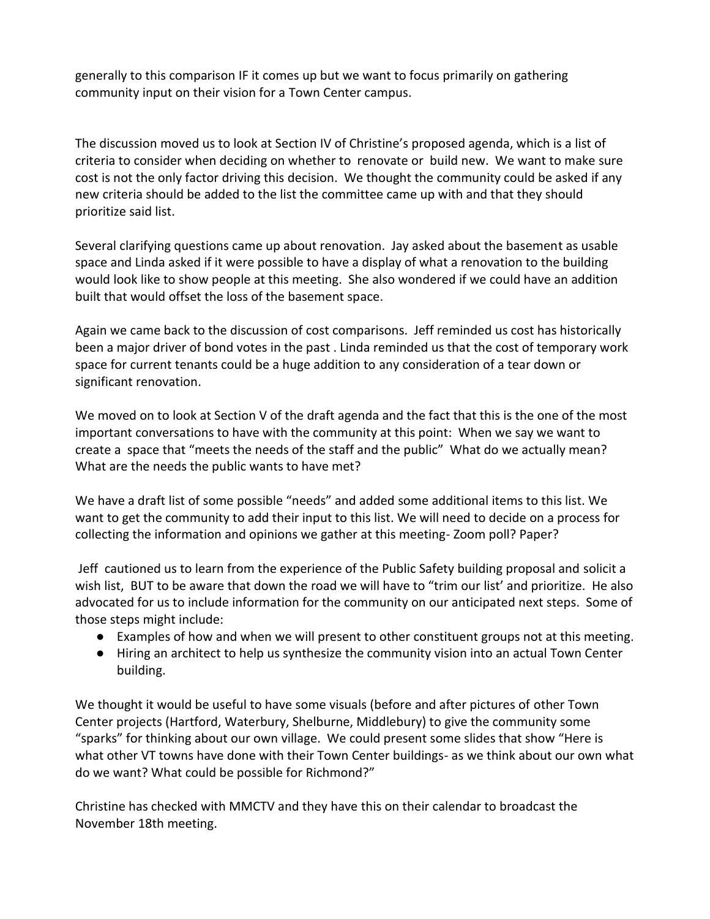generally to this comparison IF it comes up but we want to focus primarily on gathering community input on their vision for a Town Center campus.

The discussion moved us to look at Section IV of Christine's proposed agenda, which is a list of criteria to consider when deciding on whether to renovate or build new. We want to make sure cost is not the only factor driving this decision. We thought the community could be asked if any new criteria should be added to the list the committee came up with and that they should prioritize said list.

Several clarifying questions came up about renovation. Jay asked about the basement as usable space and Linda asked if it were possible to have a display of what a renovation to the building would look like to show people at this meeting. She also wondered if we could have an addition built that would offset the loss of the basement space.

Again we came back to the discussion of cost comparisons. Jeff reminded us cost has historically been a major driver of bond votes in the past . Linda reminded us that the cost of temporary work space for current tenants could be a huge addition to any consideration of a tear down or significant renovation.

We moved on to look at Section V of the draft agenda and the fact that this is the one of the most important conversations to have with the community at this point: When we say we want to create a space that "meets the needs of the staff and the public" What do we actually mean? What are the needs the public wants to have met?

We have a draft list of some possible "needs" and added some additional items to this list. We want to get the community to add their input to this list. We will need to decide on a process for collecting the information and opinions we gather at this meeting- Zoom poll? Paper?

Jeff cautioned us to learn from the experience of the Public Safety building proposal and solicit a wish list, BUT to be aware that down the road we will have to "trim our list' and prioritize. He also advocated for us to include information for the community on our anticipated next steps. Some of those steps might include:

- Examples of how and when we will present to other constituent groups not at this meeting.
- Hiring an architect to help us synthesize the community vision into an actual Town Center building.

We thought it would be useful to have some visuals (before and after pictures of other Town Center projects (Hartford, Waterbury, Shelburne, Middlebury) to give the community some "sparks" for thinking about our own village. We could present some slides that show "Here is what other VT towns have done with their Town Center buildings- as we think about our own what do we want? What could be possible for Richmond?"

Christine has checked with MMCTV and they have this on their calendar to broadcast the November 18th meeting.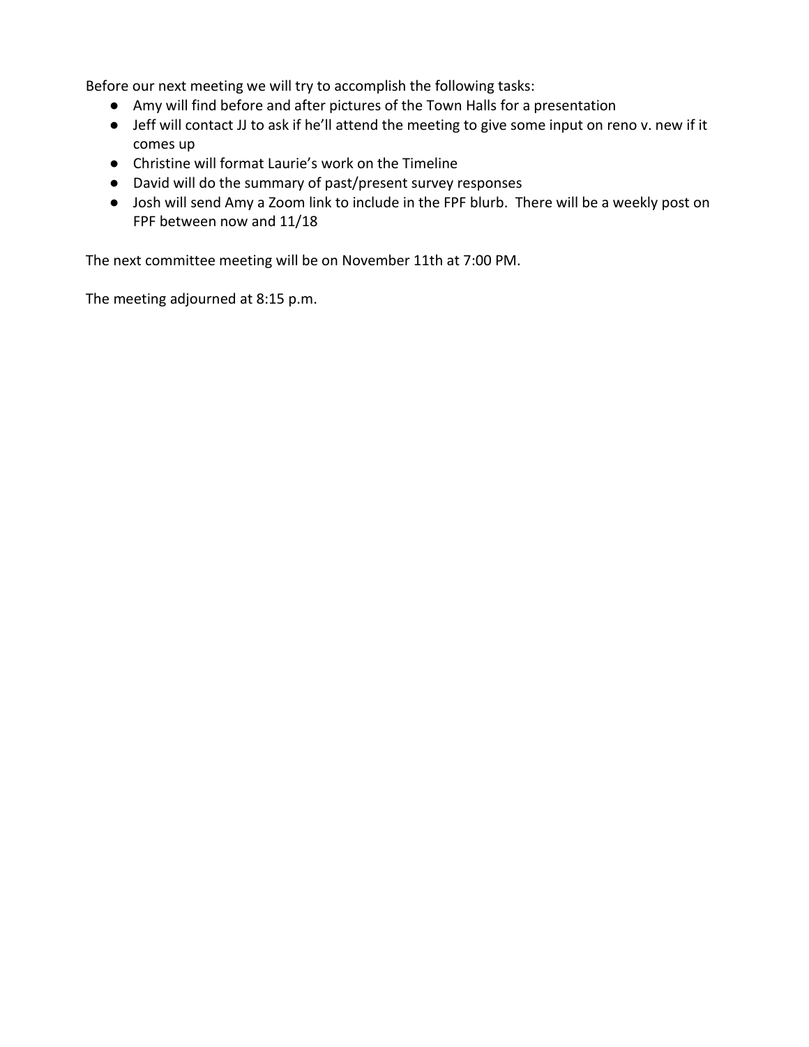Before our next meeting we will try to accomplish the following tasks:

- Amy will find before and after pictures of the Town Halls for a presentation
- Jeff will contact JJ to ask if he'll attend the meeting to give some input on reno v. new if it comes up
- Christine will format Laurie's work on the Timeline
- David will do the summary of past/present survey responses
- Josh will send Amy a Zoom link to include in the FPF blurb. There will be a weekly post on FPF between now and 11/18

The next committee meeting will be on November 11th at 7:00 PM.

The meeting adjourned at 8:15 p.m.